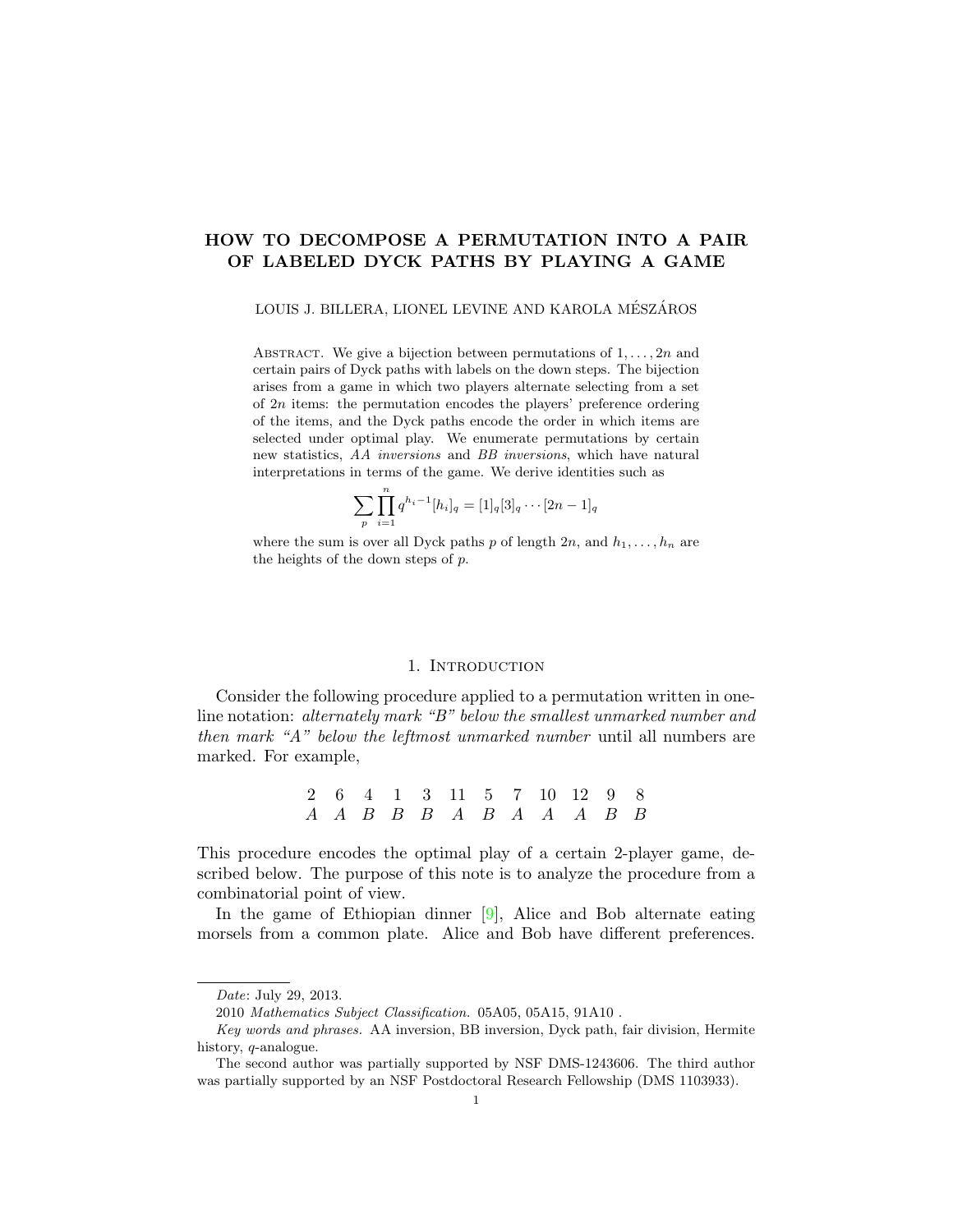# HOW TO DECOMPOSE A PERMUTATION INTO A PAIR OF LABELED DYCK PATHS BY PLAYING A GAME

LOUIS J. BILLERA, LIONEL LEVINE AND KAROLA MÉSZÁROS

Abstract. We give a bijection between permutations of $1, \ldots, 2n$ and certain pairs of Dyck paths with labels on the down steps. The bijection arises from a game in which two players alternate selecting from a set of $2n$ items: the permutation encodes the players' preference ordering of the items, and the Dyck paths encode the order in which items are selected under optimal play. We enumerate permutations by certain new statistics, *AA inversions* and *BB inversions*, which have natural interpretations in terms of the game. We derive identities such as

$$\sum_p \prod_{i=1}^n q^{h_i - 1}[h_i]_q = [1]_q[3]_q \cdots [2n-1]_q$$

where the sum is over all Dyck paths $p$ of length $2n$, and $h_1, \ldots, h_n$ are the heights of the down steps of $p$.

## 1. Introduction

Consider the following procedure applied to a permutation written in one-line notation: *alternately mark "B" below the smallest unmarked number and then mark "A" below the leftmost unmarked number* until all numbers are marked. For example,

$$\begin{array}{cccccccccccc} 2 & 6 & 4 & 1 & 3 & 11 & 5 & 7 & 10 & 12 & 9 & 8 \\ A & A & B & B & B & A & B & A & A & A & B & B \end{array}$$

This procedure encodes the optimal play of a certain 2-player game, described below. The purpose of this note is to analyze the procedure from a combinatorial point of view.

In the game of Ethiopian dinner [9], Alice and Bob alternate eating morsels from a common plate. Alice and Bob have different preferences.

---

*Date*: July 29, 2013.

2010 *Mathematics Subject Classification.* 05A05, 05A15, 91A10 .

*Key words and phrases.* AA inversion, BB inversion, Dyck path, fair division, Hermite history, $q$-analogue.

The second author was partially supported by NSF DMS-1243606. The third author was partially supported by an NSF Postdoctoral Research Fellowship (DMS 1103933).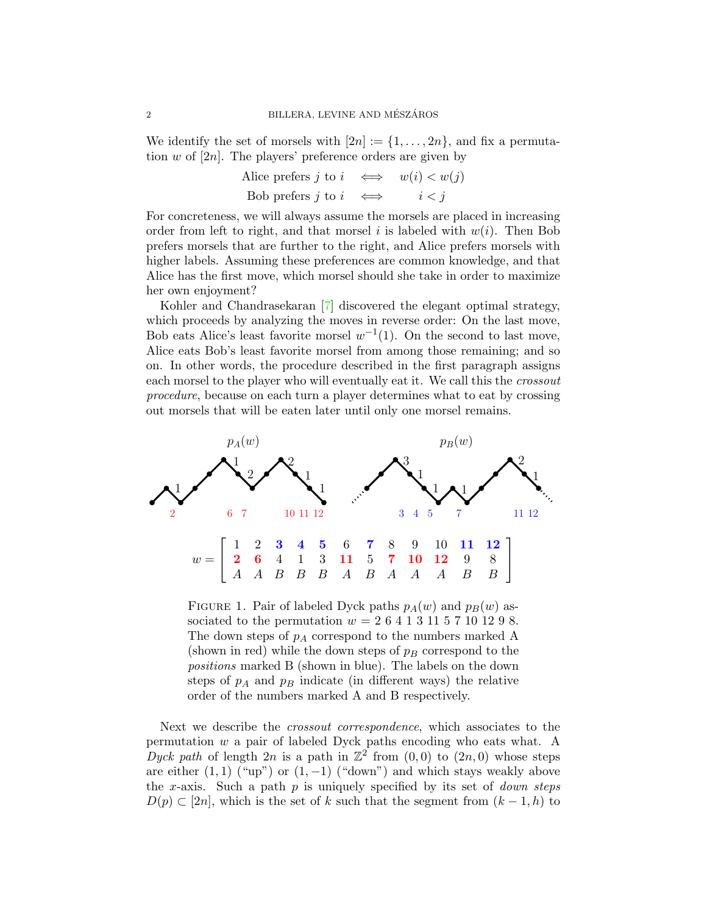We identify the set of morsels with $[2n] := \{1, \ldots, 2n\}$, and fix a permutation $w$ of $[2n]$. The players' preference orders are given by

$$\text{Alice prefers } j \text{ to } i \iff w(i) < w(j)$$
$$\text{Bob prefers } j \text{ to } i \iff i < j$$

For concreteness, we will always assume the morsels are placed in increasing order from left to right, and that morsel $i$ is labeled with $w(i)$. Then Bob prefers morsels that are further to the right, and Alice prefers morsels with higher labels. Assuming these preferences are common knowledge, and that Alice has the first move, which morsel should she take in order to maximize her own enjoyment?

Kohler and Chandrasekaran [7] discovered the elegant optimal strategy, which proceeds by analyzing the moves in reverse order: On the last move, Bob eats Alice's least favorite morsel $w^{-1}(1)$. On the second to last move, Alice eats Bob's least favorite morsel from among those remaining; and so on. In other words, the procedure described in the first paragraph assigns each morsel to the player who will eventually eat it. We call this the *crossout procedure*, because on each turn a player determines what to eat by crossing out morsels that will be eaten later until only one morsel remains.

$p_A(w)$ $\qquad\qquad\qquad\qquad$ $p_B(w)$

$$w = \begin{bmatrix} 1 & 2 & \mathbf{3} & \mathbf{4} & \mathbf{5} & 6 & \mathbf{7} & 8 & 9 & 10 & \mathbf{11} & \mathbf{12} \\ \mathbf{2} & \mathbf{6} & 4 & 1 & 3 & \mathbf{11} & 5 & \mathbf{7} & \mathbf{10} & \mathbf{12} & 9 & 8 \\ A & A & B & B & B & A & B & A & A & A & B & B \end{bmatrix}$$

FIGURE 1. Pair of labeled Dyck paths $p_A(w)$ and $p_B(w)$ associated to the permutation $w = 2\ 6\ 4\ 1\ 3\ 11\ 5\ 7\ 10\ 12\ 9\ 8$. The down steps of $p_A$ correspond to the numbers marked A (shown in red) while the down steps of $p_B$ correspond to the *positions* marked B (shown in blue). The labels on the down steps of $p_A$ and $p_B$ indicate (in different ways) the relative order of the numbers marked A and B respectively.

Next we describe the *crossout correspondence*, which associates to the permutation $w$ a pair of labeled Dyck paths encoding who eats what. A *Dyck path* of length $2n$ is a path in $\mathbb{Z}^2$ from $(0, 0)$ to $(2n, 0)$ whose steps are either $(1, 1)$ ("up") or $(1, -1)$ ("down") and which stays weakly above the $x$-axis. Such a path $p$ is uniquely specified by its set of *down steps* $D(p) \subset [2n]$, which is the set of $k$ such that the segment from $(k - 1, h)$ to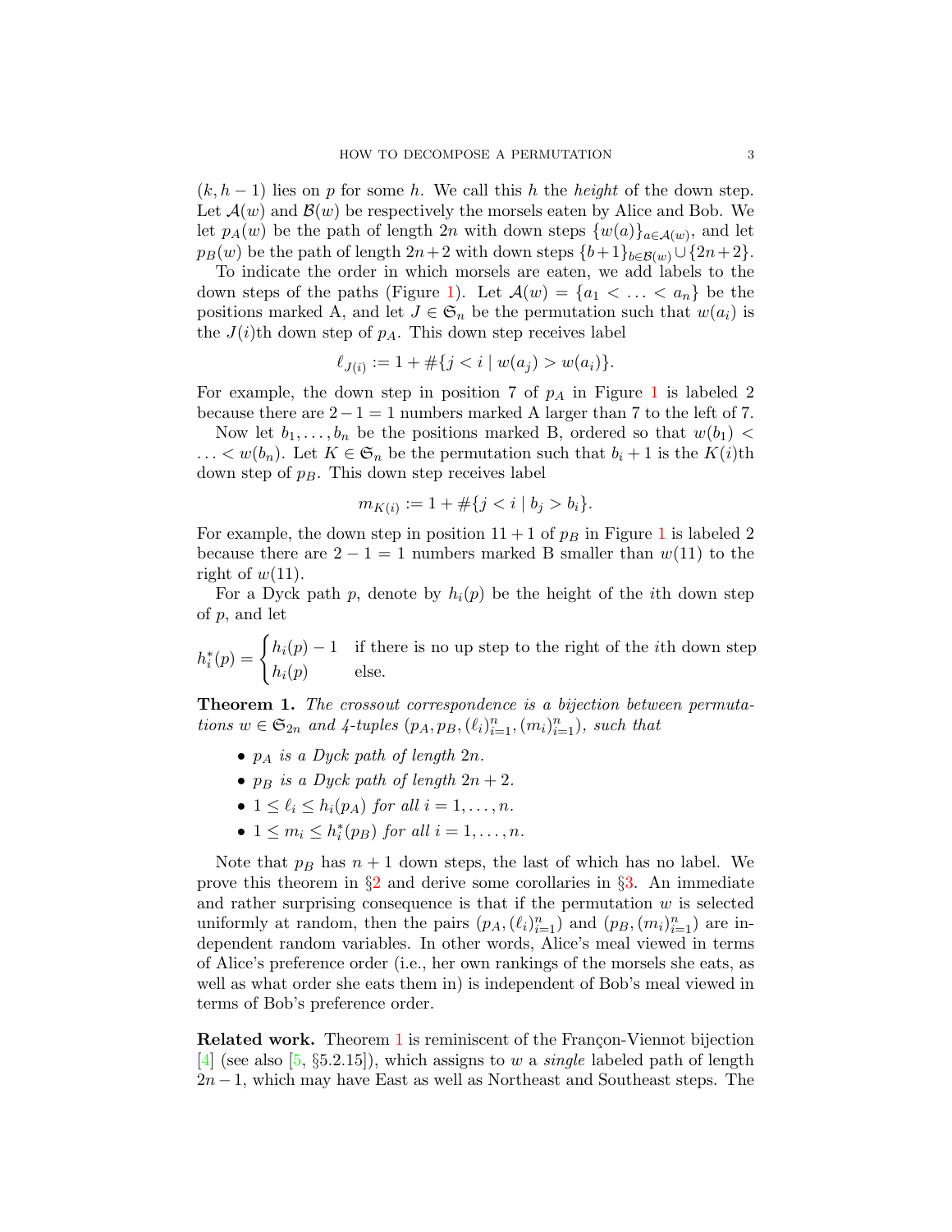$(k, h-1)$ lies on $p$ for some $h$. We call this $h$ the *height* of the down step. Let $\mathcal{A}(w)$ and $\mathcal{B}(w)$ be respectively the morsels eaten by Alice and Bob. We let $p_A(w)$ be the path of length $2n$ with down steps $\{w(a)\}_{a \in \mathcal{A}(w)}$, and let $p_B(w)$ be the path of length $2n+2$ with down steps $\{b+1\}_{b \in \mathcal{B}(w)} \cup \{2n+2\}$.

To indicate the order in which morsels are eaten, we add labels to the down steps of the paths (Figure 1). Let $\mathcal{A}(w) = \{a_1 < \ldots < a_n\}$ be the positions marked A, and let $J \in \mathfrak{S}_n$ be the permutation such that $w(a_i)$ is the $J(i)$th down step of $p_A$. This down step receives label

$$\ell_{J(i)} := 1 + \#\{j < i \mid w(a_j) > w(a_i)\}.$$

For example, the down step in position 7 of $p_A$ in Figure 1 is labeled 2 because there are $2-1 = 1$ numbers marked A larger than 7 to the left of 7.

Now let $b_1, \ldots, b_n$ be the positions marked B, ordered so that $w(b_1) < \ldots < w(b_n)$. Let $K \in \mathfrak{S}_n$ be the permutation such that $b_i + 1$ is the $K(i)$th down step of $p_B$. This down step receives label

$$m_{K(i)} := 1 + \#\{j < i \mid b_j > b_i\}.$$

For example, the down step in position $11+1$ of $p_B$ in Figure 1 is labeled 2 because there are $2-1 = 1$ numbers marked B smaller than $w(11)$ to the right of $w(11)$.

For a Dyck path $p$, denote by $h_i(p)$ be the height of the $i$th down step of $p$, and let

$$h_i^*(p) = \begin{cases} h_i(p) - 1 & \text{if there is no up step to the right of the } i\text{th down step} \\ h_i(p) & \text{else.} \end{cases}$$

**Theorem 1.** *The crossout correspondence is a bijection between permutations $w \in \mathfrak{S}_{2n}$ and 4-tuples $(p_A, p_B, (\ell_i)_{i=1}^n, (m_i)_{i=1}^n)$, such that*

- *$p_A$ is a Dyck path of length $2n$.*
- *$p_B$ is a Dyck path of length $2n+2$.*
- *$1 \leq \ell_i \leq h_i(p_A)$ for all $i = 1, \ldots, n$.*
- *$1 \leq m_i \leq h_i^*(p_B)$ for all $i = 1, \ldots, n$.*

Note that $p_B$ has $n+1$ down steps, the last of which has no label. We prove this theorem in §2 and derive some corollaries in §3. An immediate and rather surprising consequence is that if the permutation $w$ is selected uniformly at random, then the pairs $(p_A, (\ell_i)_{i=1}^n)$ and $(p_B, (m_i)_{i=1}^n)$ are independent random variables. In other words, Alice's meal viewed in terms of Alice's preference order (i.e., her own rankings of the morsels she eats, as well as what order she eats them in) is independent of Bob's meal viewed in terms of Bob's preference order.

**Related work.** Theorem 1 is reminiscent of the Françon-Viennot bijection [4] (see also [5, §5.2.15]), which assigns to $w$ a *single* labeled path of length $2n-1$, which may have East as well as Northeast and Southeast steps. The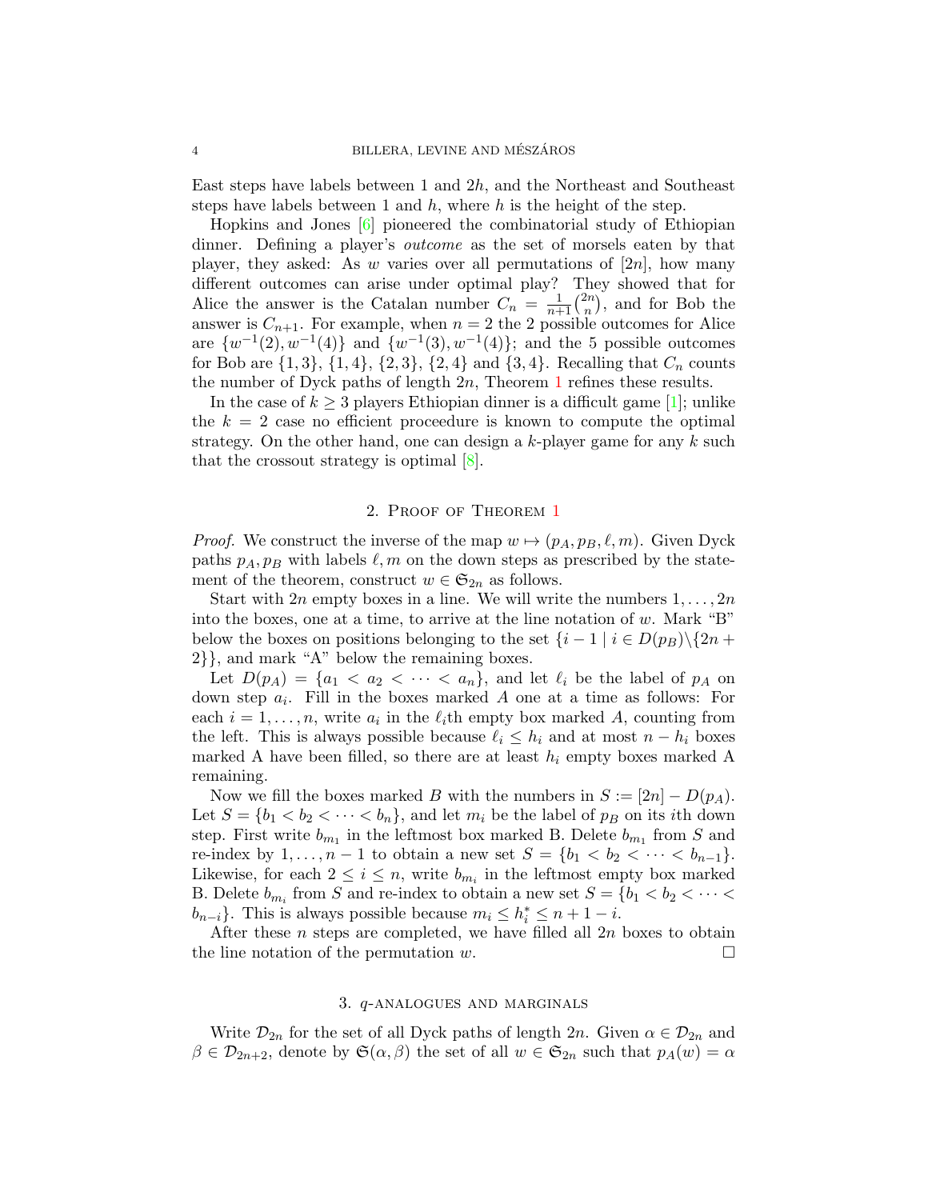East steps have labels between 1 and $2h$, and the Northeast and Southeast steps have labels between 1 and $h$, where $h$ is the height of the step.

Hopkins and Jones [6] pioneered the combinatorial study of Ethiopian dinner. Defining a player's *outcome* as the set of morsels eaten by that player, they asked: As $w$ varies over all permutations of $[2n]$, how many different outcomes can arise under optimal play? They showed that for Alice the answer is the Catalan number $C_n = \frac{1}{n+1}\binom{2n}{n}$, and for Bob the answer is $C_{n+1}$. For example, when $n = 2$ the 2 possible outcomes for Alice are $\{w^{-1}(2), w^{-1}(4)\}$ and $\{w^{-1}(3), w^{-1}(4)\}$; and the 5 possible outcomes for Bob are $\{1,3\}$, $\{1,4\}$, $\{2,3\}$, $\{2,4\}$ and $\{3,4\}$. Recalling that $C_n$ counts the number of Dyck paths of length $2n$, Theorem 1 refines these results.

In the case of $k \geq 3$ players Ethiopian dinner is a difficult game [1]; unlike the $k = 2$ case no efficient proceedure is known to compute the optimal strategy. On the other hand, one can design a $k$-player game for any $k$ such that the crossout strategy is optimal [8].

## 2. Proof of Theorem 1

*Proof.* We construct the inverse of the map $w \mapsto (p_A, p_B, \ell, m)$. Given Dyck paths $p_A, p_B$ with labels $\ell, m$ on the down steps as prescribed by the statement of the theorem, construct $w \in \mathfrak{S}_{2n}$ as follows.

Start with $2n$ empty boxes in a line. We will write the numbers $1, \ldots, 2n$ into the boxes, one at a time, to arrive at the line notation of $w$. Mark "B" below the boxes on positions belonging to the set $\{i-1 \mid i \in D(p_B)\backslash\{2n+2\}\}$, and mark "A" below the remaining boxes.

Let $D(p_A) = \{a_1 < a_2 < \cdots < a_n\}$, and let $\ell_i$ be the label of $p_A$ on down step $a_i$. Fill in the boxes marked $A$ one at a time as follows: For each $i = 1, \ldots, n$, write $a_i$ in the $\ell_i$th empty box marked $A$, counting from the left. This is always possible because $\ell_i \leq h_i$ and at most $n - h_i$ boxes marked A have been filled, so there are at least $h_i$ empty boxes marked A remaining.

Now we fill the boxes marked $B$ with the numbers in $S := [2n] - D(p_A)$. Let $S = \{b_1 < b_2 < \cdots < b_n\}$, and let $m_i$ be the label of $p_B$ on its $i$th down step. First write $b_{m_1}$ in the leftmost box marked B. Delete $b_{m_1}$ from $S$ and re-index by $1, \ldots, n-1$ to obtain a new set $S = \{b_1 < b_2 < \cdots < b_{n-1}\}$. Likewise, for each $2 \leq i \leq n$, write $b_{m_i}$ in the leftmost empty box marked B. Delete $b_{m_i}$ from $S$ and re-index to obtain a new set $S = \{b_1 < b_2 < \cdots < b_{n-i}\}$. This is always possible because $m_i \leq h_i^* \leq n + 1 - i$.

After these $n$ steps are completed, we have filled all $2n$ boxes to obtain the line notation of the permutation $w$. $\square$

## 3. $q$-analogues and marginals

Write $\mathcal{D}_{2n}$ for the set of all Dyck paths of length $2n$. Given $\alpha \in \mathcal{D}_{2n}$ and $\beta \in \mathcal{D}_{2n+2}$, denote by $\mathfrak{S}(\alpha, \beta)$ the set of all $w \in \mathfrak{S}_{2n}$ such that $p_A(w) = \alpha$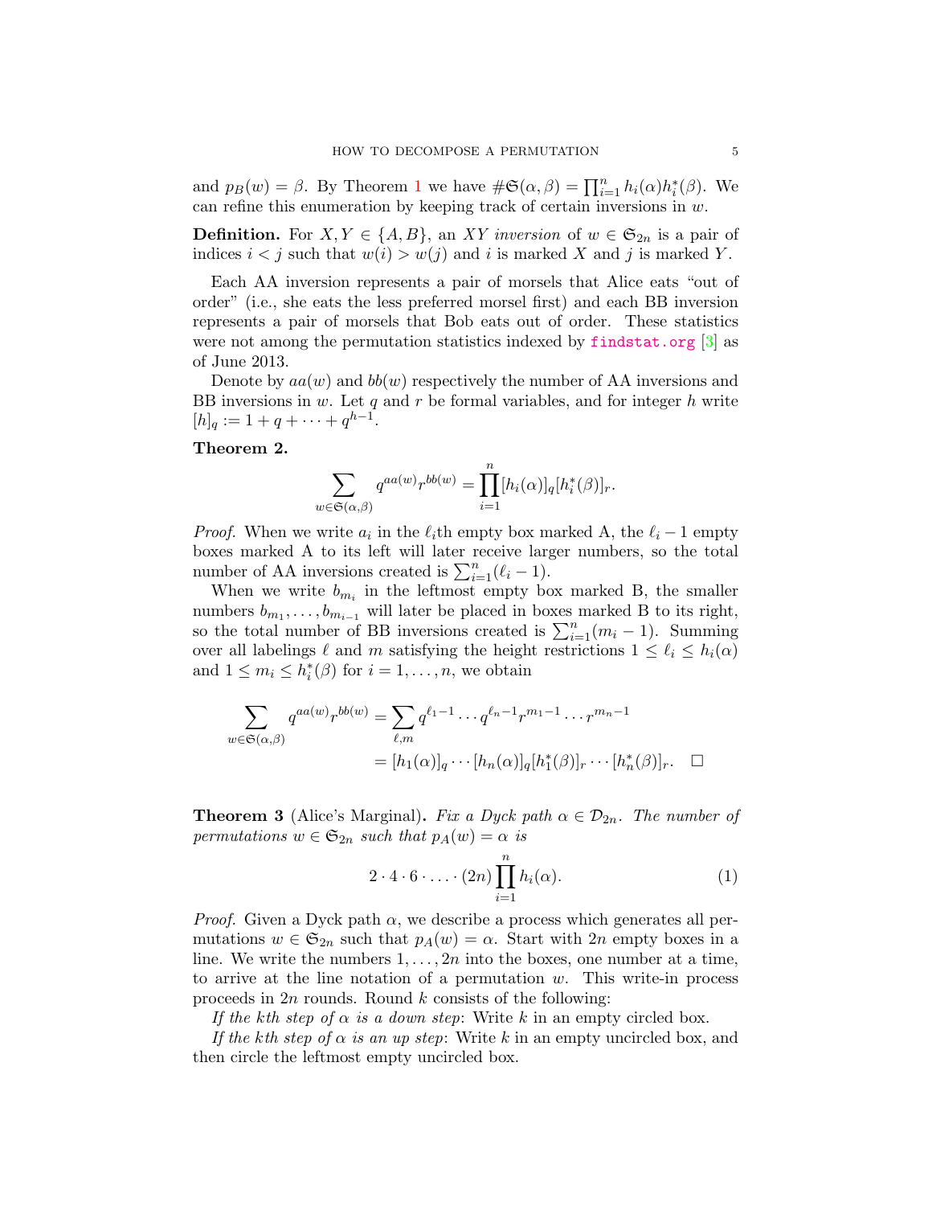and $p_B(w) = \beta$. By Theorem 1 we have $\#\mathfrak{S}(\alpha,\beta) = \prod_{i=1}^n h_i(\alpha)h_i^*(\beta)$. We can refine this enumeration by keeping track of certain inversions in $w$.

**Definition.** For $X, Y \in \{A, B\}$, an *$XY$ inversion* of $w \in \mathfrak{S}_{2n}$ is a pair of indices $i < j$ such that $w(i) > w(j)$ and $i$ is marked $X$ and $j$ is marked $Y$.

Each AA inversion represents a pair of morsels that Alice eats "out of order" (i.e., she eats the less preferred morsel first) and each BB inversion represents a pair of morsels that Bob eats out of order. These statistics were not among the permutation statistics indexed by findstat.org [3] as of June 2013.

Denote by $aa(w)$ and $bb(w)$ respectively the number of AA inversions and BB inversions in $w$. Let $q$ and $r$ be formal variables, and for integer $h$ write $[h]_q := 1 + q + \cdots + q^{h-1}$.

**Theorem 2.**

$$\sum_{w \in \mathfrak{S}(\alpha,\beta)} q^{aa(w)} r^{bb(w)} = \prod_{i=1}^n [h_i(\alpha)]_q [h_i^*(\beta)]_r.$$

*Proof.* When we write $a_i$ in the $\ell_i$th empty box marked A, the $\ell_i - 1$ empty boxes marked A to its left will later receive larger numbers, so the total number of AA inversions created is $\sum_{i=1}^n (\ell_i - 1)$.

When we write $b_{m_i}$ in the leftmost empty box marked B, the smaller numbers $b_{m_1}, \ldots, b_{m_{i-1}}$ will later be placed in boxes marked B to its right, so the total number of BB inversions created is $\sum_{i=1}^n (m_i - 1)$. Summing over all labelings $\ell$ and $m$ satisfying the height restrictions $1 \le \ell_i \le h_i(\alpha)$ and $1 \le m_i \le h_i^*(\beta)$ for $i = 1, \ldots, n$, we obtain

$$\begin{aligned}
\sum_{w \in \mathfrak{S}(\alpha,\beta)} q^{aa(w)} r^{bb(w)} &= \sum_{\ell, m} q^{\ell_1 - 1} \cdots q^{\ell_n - 1} r^{m_1 - 1} \cdots r^{m_n - 1} \\
&= [h_1(\alpha)]_q \cdots [h_n(\alpha)]_q [h_1^*(\beta)]_r \cdots [h_n^*(\beta)]_r. \quad \square
\end{aligned}$$

**Theorem 3** (Alice's Marginal)**.** *Fix a Dyck path $\alpha \in \mathcal{D}_{2n}$. The number of permutations $w \in \mathfrak{S}_{2n}$ such that $p_A(w) = \alpha$ is*

$$2 \cdot 4 \cdot 6 \cdot \ldots \cdot (2n) \prod_{i=1}^n h_i(\alpha). \tag{1}$$

*Proof.* Given a Dyck path $\alpha$, we describe a process which generates all permutations $w \in \mathfrak{S}_{2n}$ such that $p_A(w) = \alpha$. Start with $2n$ empty boxes in a line. We write the numbers $1, \ldots, 2n$ into the boxes, one number at a time, to arrive at the line notation of a permutation $w$. This write-in process proceeds in $2n$ rounds. Round $k$ consists of the following:

*If the $k$th step of $\alpha$ is a down step*: Write $k$ in an empty circled box.

*If the $k$th step of $\alpha$ is an up step*: Write $k$ in an empty uncircled box, and then circle the leftmost empty uncircled box.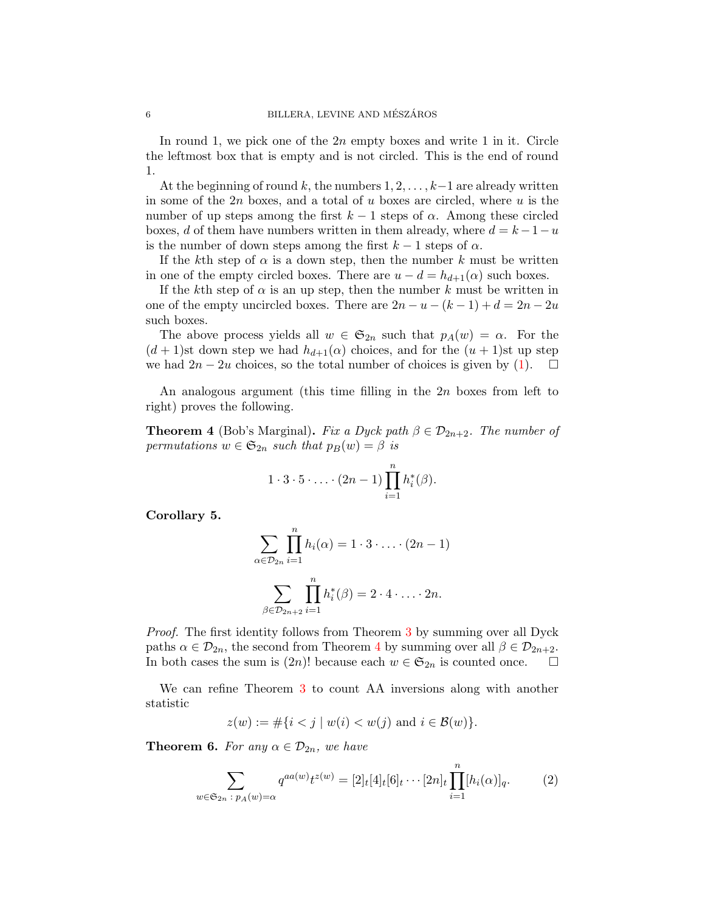In round 1, we pick one of the $2n$ empty boxes and write 1 in it. Circle the leftmost box that is empty and is not circled. This is the end of round 1.

At the beginning of round $k$, the numbers $1, 2, \ldots, k-1$ are already written in some of the $2n$ boxes, and a total of $u$ boxes are circled, where $u$ is the number of up steps among the first $k-1$ steps of $\alpha$. Among these circled boxes, $d$ of them have numbers written in them already, where $d = k-1-u$ is the number of down steps among the first $k-1$ steps of $\alpha$.

If the $k$th step of $\alpha$ is a down step, then the number $k$ must be written in one of the empty circled boxes. There are $u - d = h_{d+1}(\alpha)$ such boxes.

If the $k$th step of $\alpha$ is an up step, then the number $k$ must be written in one of the empty uncircled boxes. There are $2n - u - (k-1) + d = 2n - 2u$ such boxes.

The above process yields all $w \in \mathfrak{S}_{2n}$ such that $p_A(w) = \alpha$. For the $(d+1)$st down step we had $h_{d+1}(\alpha)$ choices, and for the $(u+1)$st up step we had $2n - 2u$ choices, so the total number of choices is given by (1). $\square$

An analogous argument (this time filling in the $2n$ boxes from left to right) proves the following.

**Theorem 4** (Bob's Marginal). *Fix a Dyck path $\beta \in \mathcal{D}_{2n+2}$. The number of permutations $w \in \mathfrak{S}_{2n}$ such that $p_B(w) = \beta$ is*

$$1 \cdot 3 \cdot 5 \cdot \ldots \cdot (2n-1) \prod_{i=1}^{n} h_i^*(\beta).$$

**Corollary 5.**

$$\sum_{\alpha \in \mathcal{D}_{2n}} \prod_{i=1}^{n} h_i(\alpha) = 1 \cdot 3 \cdot \ldots \cdot (2n-1)$$

$$\sum_{\beta \in \mathcal{D}_{2n+2}} \prod_{i=1}^{n} h_i^*(\beta) = 2 \cdot 4 \cdot \ldots \cdot 2n.$$

*Proof.* The first identity follows from Theorem 3 by summing over all Dyck paths $\alpha \in \mathcal{D}_{2n}$, the second from Theorem 4 by summing over all $\beta \in \mathcal{D}_{2n+2}$. In both cases the sum is $(2n)!$ because each $w \in \mathfrak{S}_{2n}$ is counted once. $\square$

We can refine Theorem 3 to count AA inversions along with another statistic

$$z(w) := \#\{i < j \mid w(i) < w(j) \text{ and } i \in \mathcal{B}(w)\}.$$

**Theorem 6.** *For any $\alpha \in \mathcal{D}_{2n}$, we have*

$$\sum_{w \in \mathfrak{S}_{2n} \,:\, p_A(w) = \alpha} q^{aa(w)} t^{z(w)} = [2]_t [4]_t [6]_t \cdots [2n]_t \prod_{i=1}^{n} [h_i(\alpha)]_q. \tag{2}$$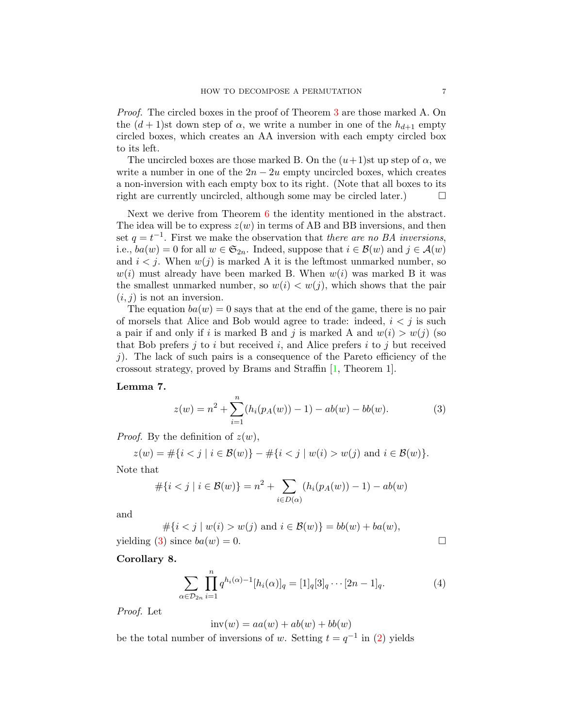*Proof.* The circled boxes in the proof of Theorem 3 are those marked A. On the $(d+1)$st down step of $\alpha$, we write a number in one of the $h_{d+1}$ empty circled boxes, which creates an AA inversion with each empty circled box to its left.

The uncircled boxes are those marked B. On the $(u+1)$st up step of $\alpha$, we write a number in one of the $2n-2u$ empty uncircled boxes, which creates a non-inversion with each empty box to its right. (Note that all boxes to its right are currently uncircled, although some may be circled later.) $\square$

Next we derive from Theorem 6 the identity mentioned in the abstract. The idea will be to express $z(w)$ in terms of AB and BB inversions, and then set $q = t^{-1}$. First we make the observation that *there are no BA inversions*, i.e., $ba(w) = 0$ for all $w \in \mathfrak{S}_{2n}$. Indeed, suppose that $i \in \mathcal{B}(w)$ and $j \in \mathcal{A}(w)$ and $i < j$. When $w(j)$ is marked A it is the leftmost unmarked number, so $w(i)$ must already have been marked B. When $w(i)$ was marked B it was the smallest unmarked number, so $w(i) < w(j)$, which shows that the pair $(i, j)$ is not an inversion.

The equation $ba(w) = 0$ says that at the end of the game, there is no pair of morsels that Alice and Bob would agree to trade: indeed, $i < j$ is such a pair if and only if $i$ is marked B and $j$ is marked A and $w(i) > w(j)$ (so that Bob prefers $j$ to $i$ but received $i$, and Alice prefers $i$ to $j$ but received $j$). The lack of such pairs is a consequence of the Pareto efficiency of the crossout strategy, proved by Brams and Straffin [1, Theorem 1].

**Lemma 7.**

$$z(w) = n^2 + \sum_{i=1}^{n} (h_i(p_A(w)) - 1) - ab(w) - bb(w). \tag{3}$$

*Proof.* By the definition of $z(w)$,

$$z(w) = \#\{i < j \mid i \in \mathcal{B}(w)\} - \#\{i < j \mid w(i) > w(j) \text{ and } i \in \mathcal{B}(w)\}.$$

Note that

$$\#\{i < j \mid i \in \mathcal{B}(w)\} = n^2 + \sum_{i \in D(\alpha)} (h_i(p_A(w)) - 1) - ab(w)$$

and

$$\#\{i < j \mid w(i) > w(j) \text{ and } i \in \mathcal{B}(w)\} = bb(w) + ba(w),$$

yielding (3) since $ba(w) = 0$. $\square$

**Corollary 8.**

$$\sum_{\alpha \in \mathcal{D}_{2n}} \prod_{i=1}^{n} q^{h_i(\alpha)-1} [h_i(\alpha)]_q = [1]_q [3]_q \cdots [2n-1]_q. \tag{4}$$

*Proof.* Let

$$\mathrm{inv}(w) = aa(w) + ab(w) + bb(w)$$

be the total number of inversions of $w$. Setting $t = q^{-1}$ in (2) yields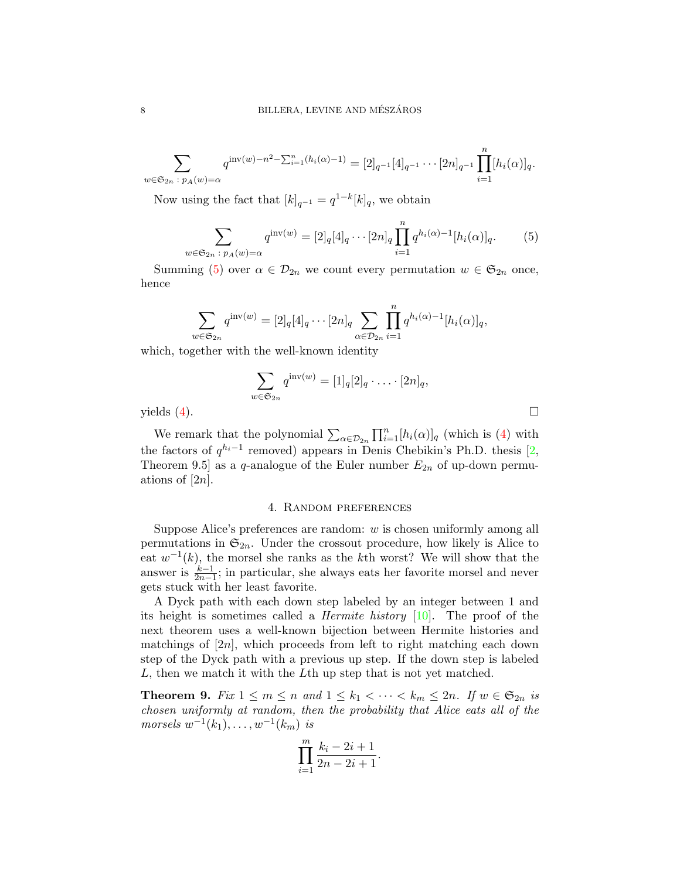$$\sum_{w \in \mathfrak{S}_{2n}\,:\,p_A(w)=\alpha} q^{\mathrm{inv}(w)-n^2-\sum_{i=1}^n (h_i(\alpha)-1)} = [2]_{q^{-1}}[4]_{q^{-1}} \cdots [2n]_{q^{-1}} \prod_{i=1}^n [h_i(\alpha)]_q.$$

Now using the fact that $[k]_{q^{-1}} = q^{1-k}[k]_q$, we obtain

$$\sum_{w \in \mathfrak{S}_{2n}\,:\,p_A(w)=\alpha} q^{\mathrm{inv}(w)} = [2]_q[4]_q \cdots [2n]_q \prod_{i=1}^n q^{h_i(\alpha)-1}[h_i(\alpha)]_q. \tag{5}$$

Summing (5) over $\alpha \in \mathcal{D}_{2n}$ we count every permutation $w \in \mathfrak{S}_{2n}$ once, hence

$$\sum_{w \in \mathfrak{S}_{2n}} q^{\mathrm{inv}(w)} = [2]_q[4]_q \cdots [2n]_q \sum_{\alpha \in \mathcal{D}_{2n}} \prod_{i=1}^n q^{h_i(\alpha)-1}[h_i(\alpha)]_q,$$

which, together with the well-known identity

$$\sum_{w \in \mathfrak{S}_{2n}} q^{\mathrm{inv}(w)} = [1]_q[2]_q \cdot \ldots \cdot [2n]_q,$$

yields (4). □

We remark that the polynomial $\sum_{\alpha \in \mathcal{D}_{2n}} \prod_{i=1}^n [h_i(\alpha)]_q$ (which is (4) with the factors of $q^{h_i-1}$ removed) appears in Denis Chebikin's Ph.D. thesis [2, Theorem 9.5] as a $q$-analogue of the Euler number $E_{2n}$ of up-down permuations of $[2n]$.

## 4. Random preferences

Suppose Alice's preferences are random: $w$ is chosen uniformly among all permutations in $\mathfrak{S}_{2n}$. Under the crossout procedure, how likely is Alice to eat $w^{-1}(k)$, the morsel she ranks as the $k$th worst? We will show that the answer is $\frac{k-1}{2n-1}$; in particular, she always eats her favorite morsel and never gets stuck with her least favorite.

A Dyck path with each down step labeled by an integer between 1 and its height is sometimes called a *Hermite history* [10]. The proof of the next theorem uses a well-known bijection between Hermite histories and matchings of $[2n]$, which proceeds from left to right matching each down step of the Dyck path with a previous up step. If the down step is labeled $L$, then we match it with the $L$th up step that is not yet matched.

**Theorem 9.** *Fix $1 \leq m \leq n$ and $1 \leq k_1 < \cdots < k_m \leq 2n$. If $w \in \mathfrak{S}_{2n}$ is chosen uniformly at random, then the probability that Alice eats all of the morsels $w^{-1}(k_1), \ldots, w^{-1}(k_m)$ is*

$$\prod_{i=1}^m \frac{k_i - 2i + 1}{2n - 2i + 1}.$$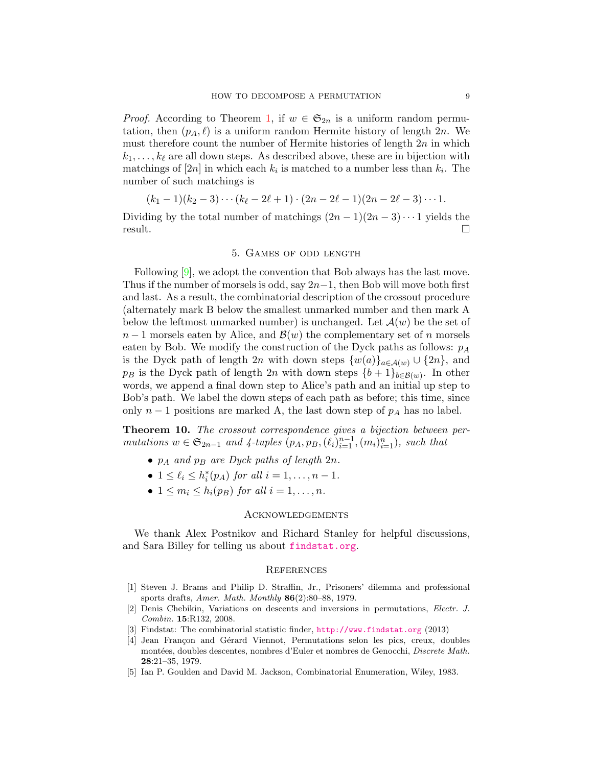*Proof.* According to Theorem 1, if $w \in \mathfrak{S}_{2n}$ is a uniform random permutation, then $(p_A, \ell)$ is a uniform random Hermite history of length $2n$. We must therefore count the number of Hermite histories of length $2n$ in which $k_1, \ldots, k_\ell$ are all down steps. As described above, these are in bijection with matchings of $[2n]$ in which each $k_i$ is matched to a number less than $k_i$. The number of such matchings is

$$(k_1 - 1)(k_2 - 3) \cdots (k_\ell - 2\ell + 1) \cdot (2n - 2\ell - 1)(2n - 2\ell - 3) \cdots 1.$$

Dividing by the total number of matchings $(2n-1)(2n-3)\cdots 1$ yields the result. □

## 5. Games of odd length

Following [9], we adopt the convention that Bob always has the last move. Thus if the number of morsels is odd, say $2n-1$, then Bob will move both first and last. As a result, the combinatorial description of the crossout procedure (alternately mark B below the smallest unmarked number and then mark A below the leftmost unmarked number) is unchanged. Let $\mathcal{A}(w)$ be the set of $n-1$ morsels eaten by Alice, and $\mathcal{B}(w)$ the complementary set of $n$ morsels eaten by Bob. We modify the construction of the Dyck paths as follows: $p_A$ is the Dyck path of length $2n$ with down steps $\{w(a)\}_{a \in \mathcal{A}(w)} \cup \{2n\}$, and $p_B$ is the Dyck path of length $2n$ with down steps $\{b+1\}_{b \in \mathcal{B}(w)}$. In other words, we append a final down step to Alice's path and an initial up step to Bob's path. We label the down steps of each path as before; this time, since only $n-1$ positions are marked A, the last down step of $p_A$ has no label.

**Theorem 10.** *The crossout correspondence gives a bijection between permutations $w \in \mathfrak{S}_{2n-1}$ and 4-tuples $(p_A, p_B, (\ell_i)_{i=1}^{n-1}, (m_i)_{i=1}^{n})$, such that*

- *$p_A$ and $p_B$ are Dyck paths of length $2n$.*
- *$1 \le \ell_i \le h_i^*(p_A)$ for all $i = 1, \ldots, n-1$.*
- *$1 \le m_i \le h_i(p_B)$ for all $i = 1, \ldots, n$.*

## Acknowledgements

We thank Alex Postnikov and Richard Stanley for helpful discussions, and Sara Billey for telling us about findstat.org.

## References

[1] Steven J. Brams and Philip D. Straffin, Jr., Prisoners' dilemma and professional sports drafts, *Amer. Math. Monthly* **86**(2):80–88, 1979.

[2] Denis Chebikin, Variations on descents and inversions in permutations, *Electr. J. Combin.* **15**:R132, 2008.

[3] Findstat: The combinatorial statistic finder, http://www.findstat.org (2013)

[4] Jean Françon and Gérard Viennot, Permutations selon les pics, creux, doubles montées, doubles descentes, nombres d'Euler et nombres de Genocchi, *Discrete Math.* **28**:21–35, 1979.

[5] Ian P. Goulden and David M. Jackson, Combinatorial Enumeration, Wiley, 1983.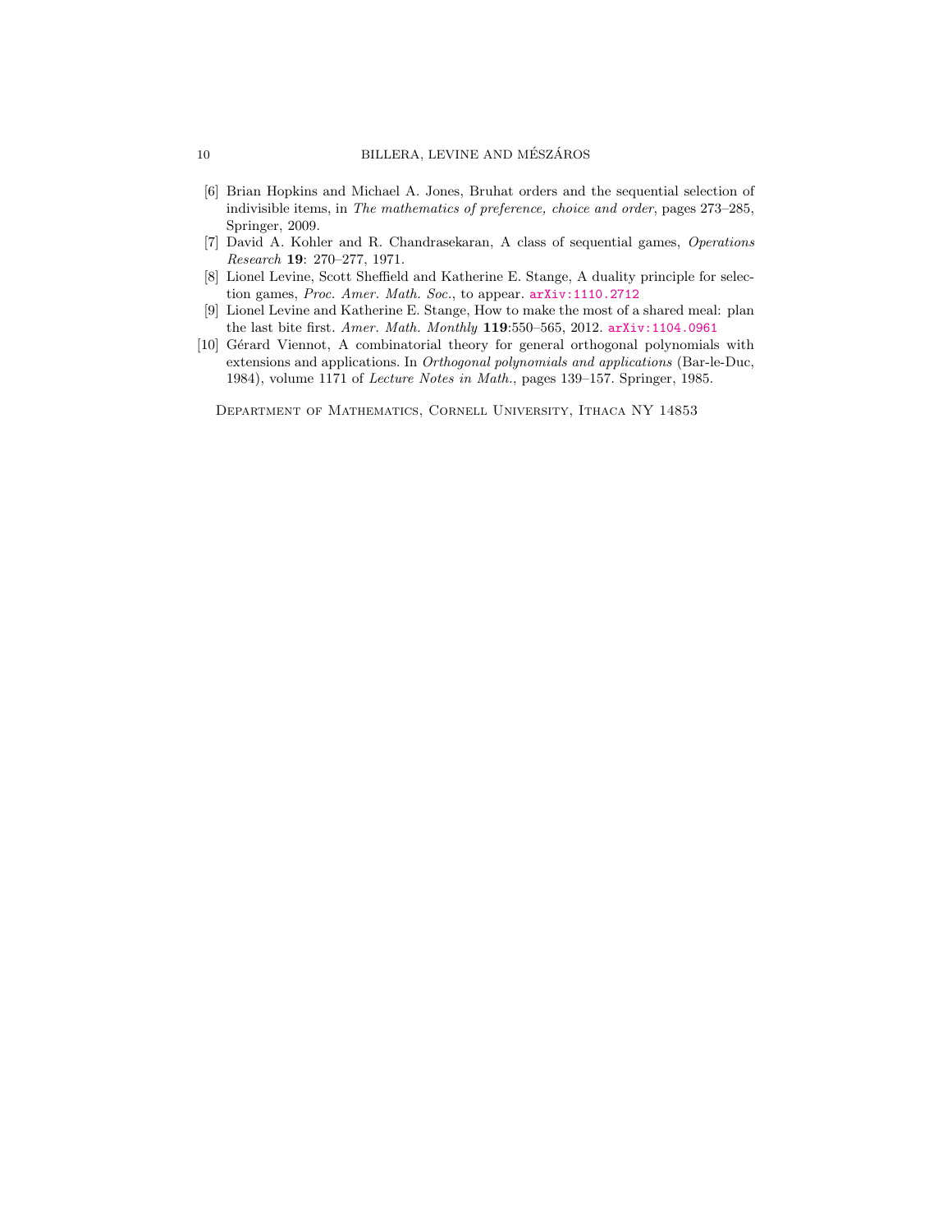[6] Brian Hopkins and Michael A. Jones, Bruhat orders and the sequential selection of indivisible items, in *The mathematics of preference, choice and order*, pages 273–285, Springer, 2009.

[7] David A. Kohler and R. Chandrasekaran, A class of sequential games, *Operations Research* **19**: 270–277, 1971.

[8] Lionel Levine, Scott Sheffield and Katherine E. Stange, A duality principle for selection games, *Proc. Amer. Math. Soc.*, to appear. arXiv:1110.2712

[9] Lionel Levine and Katherine E. Stange, How to make the most of a shared meal: plan the last bite first. *Amer. Math. Monthly* **119**:550–565, 2012. arXiv:1104.0961

[10] Gérard Viennot, A combinatorial theory for general orthogonal polynomials with extensions and applications. In *Orthogonal polynomials and applications* (Bar-le-Duc, 1984), volume 1171 of *Lecture Notes in Math.*, pages 139–157. Springer, 1985.

Department of Mathematics, Cornell University, Ithaca NY 14853